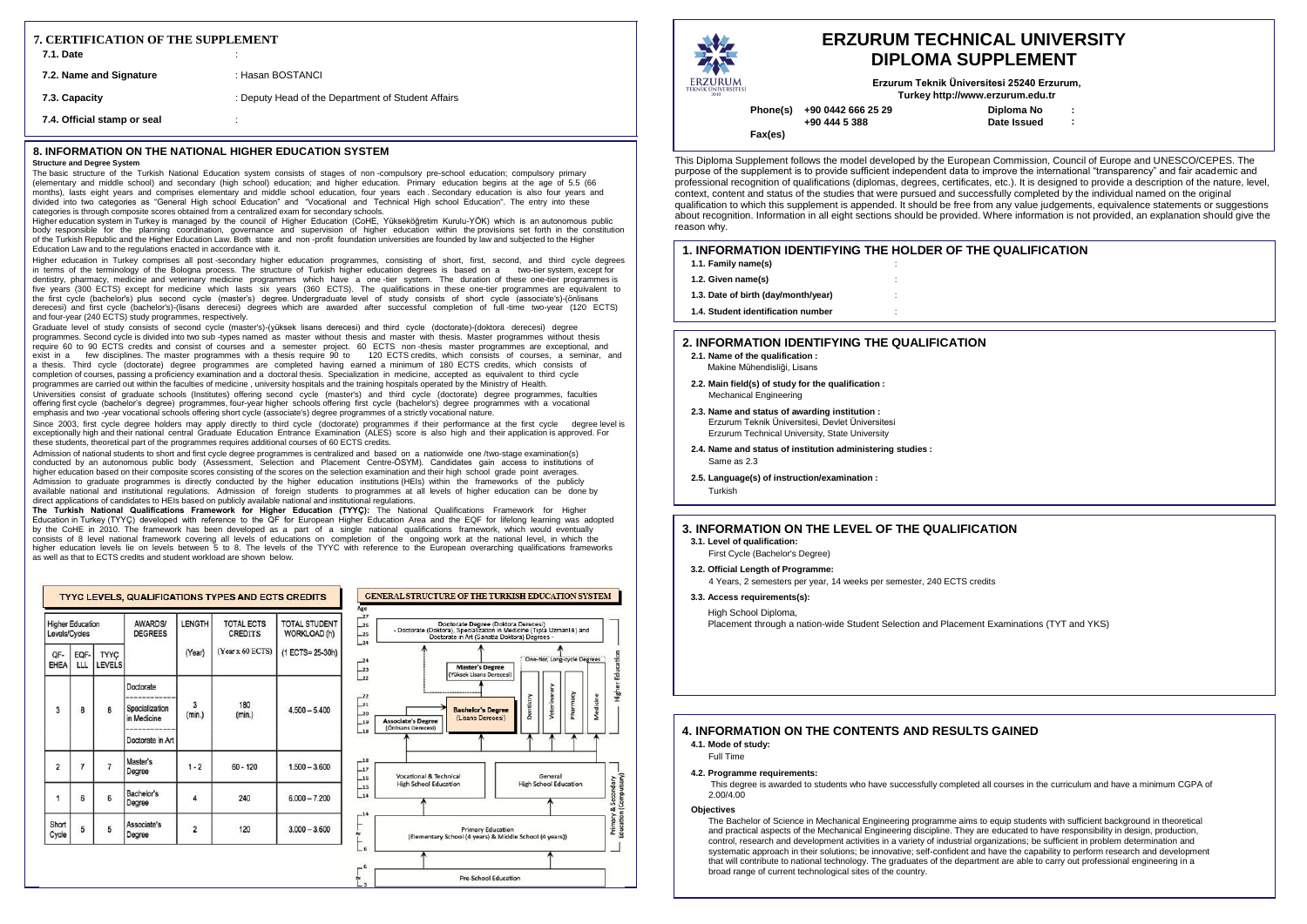# ERZURUM TECHNICAL UNIVERSITY DIPLOMA SUPPLEMENT

Erzurum Teknik Üniversitesi 25240 Erzurum, Turkey http://www.erzurum.edu.tr

**Phone(s)** +90 0442 666 25 29
+90 444 5 388

**Fax(es)**

**Diploma No** :
**Date Issued** :

This Diploma Supplement follows the model developed by the European Commission, Council of Europe and UNESCO/CEPES. The purpose of the supplement is to provide sufficient independent data to improve the international "transparency" and fair academic and professional recognition of qualifications (diplomas, degrees, certificates, etc.). It is designed to provide a description of the nature, level, context, content and status of the studies that were pursued and successfully completed by the individual named on the original qualification to which this supplement is appended. It should be free from any value judgements, equivalence statements or suggestions about recognition. Information in all eight sections should be provided. Where information is not provided, an explanation should give the reason why.

## 1. INFORMATION IDENTIFYING THE HOLDER OF THE QUALIFICATION

**1.1. Family name(s)** :

**1.2. Given name(s)** :

**1.3. Date of birth (day/month/year)** :

**1.4. Student identification number** :

## 2. INFORMATION IDENTIFYING THE QUALIFICATION

**2.1. Name of the qualification :**
Makine Mühendisliği, Lisans

**2.2. Main field(s) of study for the qualification :**
Mechanical Engineering

**2.3. Name and status of awarding institution :**
Erzurum Teknik Üniversitesi, Devlet Üniversitesi
Erzurum Technical University, State University

**2.4. Name and status of institution administering studies :**
Same as 2.3

**2.5. Language(s) of instruction/examination :**
Turkish

## 3. INFORMATION ON THE LEVEL OF THE QUALIFICATION

**3.1. Level of qualification:**
First Cycle (Bachelor's Degree)

**3.2. Official Length of Programme:**
4 Years, 2 semesters per year, 14 weeks per semester, 240 ECTS credits

**3.3. Access requirements(s):**
High School Diploma,
Placement through a nation-wide Student Selection and Placement Examinations (TYT and YKS)

## 4. INFORMATION ON THE CONTENTS AND RESULTS GAINED

**4.1. Mode of study:**
Full Time

**4.2. Programme requirements:**
This degree is awarded to students who have successfully completed all courses in the curriculum and have a minimum CGPA of 2.00/4.00

**Objectives**

The Bachelor of Science in Mechanical Engineering programme aims to equip students with sufficient background in theoretical and practical aspects of the Mechanical Engineering discipline. They are educated to have responsibility in design, production, control, research and development activities in a variety of industrial organizations; be sufficient in problem determination and systematic approach in their solutions; be innovative; self-confident and have the capability to perform research and development that will contribute to national technology. The graduates of the department are able to carry out professional engineering in a broad range of current technological sites of the country.

## 7. CERTIFICATION OF THE SUPPLEMENT

**7.1. Date** :

**7.2. Name and Signature** : Hasan BOSTANCI

**7.3. Capacity** : Deputy Head of the Department of Student Affairs

**7.4. Official stamp or seal** :

## 8. INFORMATION ON THE NATIONAL HIGHER EDUCATION SYSTEM

**Structure and Degree System**

The basic structure of the Turkish National Education system consists of stages of non-compulsory pre-school education; compulsory primary (elementary and middle school) and secondary (high school) education; and higher education. Primary education begins at the age of 5.5 (66 months), lasts eight years and comprises elementary and middle school education, four years each. Secondary education is also four years and divided into two categories as "General High school Education" and "Vocational and Technical High school Education". The entry into these categories is through composite scores obtained from a centralized exam for secondary schools.

Higher education system in Turkey is managed by the council of Higher Education (CoHE, Yükseköğretim Kurulu-YÖK) which is an autonomous public body responsible for the planning coordination, governance and supervision of higher education within the provisions set forth in the constitution of the Turkish Republic and the Higher Education Law. Both state and non-profit foundation universities are founded by law and subjected to the Higher Education Law and to the regulations enacted in accordance with it.

Higher education in Turkey comprises all post-secondary higher education programmes, consisting of short, first, second, and third cycle degrees in terms of the terminology of the Bologna process. The structure of Turkish higher education degrees is based on a two-tier system, except for dentistry, pharmacy, medicine and veterinary medicine programmes which have a one-tier system. The duration of these one-tier programmes is five years (300 ECTS) except for medicine which lasts six years (360 ECTS). The qualifications in these one-tier programmes are equivalent to the first cycle (bachelor's) plus second cycle (master's) degree. Undergraduate level of study consists of short cycle (associate's)-(önlisans derecesi) and first cycle (bachelor's)-(lisans derecesi) degrees which are awarded after successful completion of full-time two-year (120 ECTS) and four-year (240 ECTS) study programmes, respectively.

Graduate level of study consists of second cycle (master's)-(yüksek lisans derecesi) and third cycle (doctorate)-(doktora derecesi) degree programmes. Second cycle is divided into two sub-types named as master without thesis and master with thesis. Master programmes without thesis require 60 to 90 ECTS credits and consist of courses and a semester project. 60 ECTS non-thesis master programmes are exceptional, and exist in a few disciplines. The master programmes with a thesis require 90 to 120 ECTS credits, which consists of courses, a seminar, and a thesis. Third cycle (doctorate) degree programmes are completed having earned a minimum of 180 ECTS credits, which consists of completion of courses, passing a proficiency examination and a doctoral thesis. Specialization in medicine, accepted as equivalent to third cycle programmes are carried out within the faculties of medicine, university hospitals and the training hospitals operated by the Ministry of Health.

Universities consist of graduate schools (Institutes) offering second cycle (master's) and third cycle (doctorate) degree programmes, faculties offering first cycle (bachelor's degree) programmes, four-year higher schools offering first cycle (bachelor's) degree programmes with a vocational emphasis and two-year vocational schools offering short cycle (associate's) degree programmes of a strictly vocational nature.

Since 2003, first cycle degree holders may apply directly to third cycle (doctorate) programmes if their performance at the first cycle degree level is exceptionally high and their national central Graduate Education Entrance Examination (ALES) score is also high and their application is approved. For these students, theoretical part of the programmes requires additional courses of 60 ECTS credits.

Admission of national students to short and first cycle degree programmes is centralized and based on a nationwide one/two-stage examination(s) conducted by an autonomous public body (Assessment, Selection and Placement Centre-ÖSYM). Candidates gain access to institutions of higher education based on their composite scores consisting of the scores on the selection examination and their high school grade point averages. Admission to graduate programmes is directly conducted by the higher education institutions (HEIs) within the frameworks of the publicly available national and institutional regulations. Admission of foreign students to programmes at all levels of higher education can be done by direct applications of candidates to HEIs based on publicly available national and institutional regulations.

**The Turkish National Qualifications Framework for Higher Education (TYYÇ):** The National Qualifications Framework for Higher Education in Turkey (TYYÇ) developed with reference to the QF for European Higher Education Area and the EQF for lifelong learning was adopted by the CoHE in 2010. The framework has been developed as a part of a single national qualifications framework, which would eventually consists of 8 level national framework covering all levels of educations on completion of the ongoing work at the national level, in which the higher education levels lie on levels between 5 to 8. The levels of the TYYC with reference to the European overarching qualifications frameworks as well as that to ECTS credits and student workload are shown below.

**TYYÇ LEVELS, QUALIFICATIONS TYPES AND ECTS CREDITS**

| Higher Education Levels/Cycles | | | AWARDS/ DEGREES | LENGTH | TOTAL ECTS CREDITS | TOTAL STUDENT WORKLOAD (h) |
|---|---|---|---|---|---|---|
| QF-EHEA | EQF-LLL | TYYÇ LEVELS | | (Year) | (Year x 60 ECTS) | (1 ECTS= 25-30h) |
| 3 | 8 | 8 | Doctorate / Specialization in Medicine / Doctorate in Art | 3 (min.) | 180 (min.) | 4.500 – 5.400 |
| 2 | 7 | 7 | Master's Degree | 1 - 2 | 60 - 120 | 1.500 – 3.600 |
| 1 | 6 | 6 | Bachelor's Degree | 4 | 240 | 6.000 – 7.200 |
| Short Cycle | 5 | 5 | Associate's Degree | 2 | 120 | 3.000 – 3.600 |

**GENERAL STRUCTURE OF THE TURKISH EDUCATION SYSTEM**

- Higher Education: Doctorate Degree (Doktora Derecesi) - Doctorate (Doktora), Specialization in Medicine (Tıpta Uzmanlık) and Doctorate in Art (Sanatta Doktora) Degrees; Master's Degree (Yüksek Lisans Derecesi); One-tier, Long-cycle Degrees (Dentistry, Veterinary, Pharmacy, Medicine); Bachelor's Degree (Lisans Derecesi); Associate's Degree (Önlisans Derecesi)
- Primary & Secondary Education (Compulsory): Vocational & Technical High School Education; General High School Education; Primary Education (Elementary School (4 years) & Middle School (4 years))
- Pre-School Education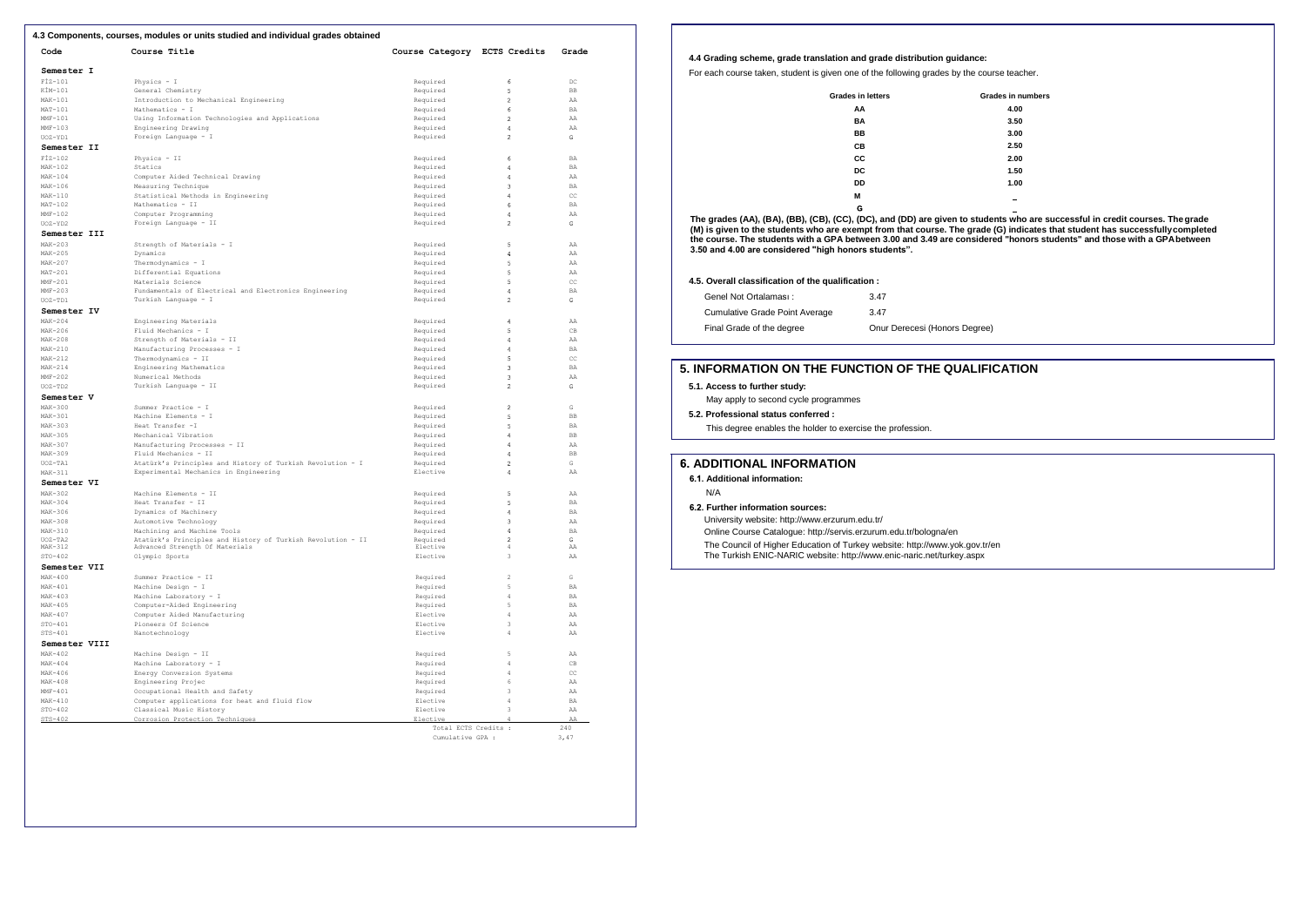### 4.3 Components, courses, modules or units studied and individual grades obtained

| Code | Course Title | Course Category | ECTS Credits | Grade |
|---|---|---|---|---|
| **Semester I** | | | | |
| FIZ-101 | Physics - I | Required | 6 | DC |
| KIM-101 | General Chemistry | Required | 5 | BB |
| MAK-101 | Introduction to Mechanical Engineering | Required | 2 | AA |
| MAT-101 | Mathematics - I | Required | 6 | BA |
| MMF-101 | Using Information Technologies and Applications | Required | 2 | AA |
| MMF-103 | Engineering Drawing | Required | 4 | AA |
| UOZ-YD1 | Foreign Language - I | Required | 2 | G |
| **Semester II** | | | | |
| FIZ-102 | Physics - II | Required | 6 | BA |
| MAK-102 | Statics | Required | 4 | BA |
| MAK-104 | Computer Aided Technical Drawing | Required | 4 | AA |
| MAK-106 | Measuring Technique | Required | 3 | BA |
| MAK-110 | Statistical Methods in Engineering | Required | 4 | CC |
| MAT-102 | Mathematics - II | Required | 6 | BA |
| MMF-102 | Computer Programming | Required | 4 | AA |
| UOZ-YD2 | Foreign Language - II | Required | 2 | G |
| **Semester III** | | | | |
| MAK-203 | Strength of Materials - I | Required | 5 | AA |
| MAK-205 | Dynamics | Required | 4 | AA |
| MAK-207 | Thermodynamics - I | Required | 5 | AA |
| MAT-201 | Differential Equations | Required | 5 | AA |
| MMF-201 | Materials Science | Required | 5 | CC |
| MMF-203 | Fundamentals of Electrical and Electronics Engineering | Required | 4 | BA |
| UOZ-TD1 | Turkish Language - I | Required | 2 | G |
| **Semester IV** | | | | |
| MAK-204 | Engineering Materials | Required | 4 | AA |
| MAK-206 | Fluid Mechanics - I | Required | 5 | CB |
| MAK-208 | Strength of Materials - II | Required | 4 | AA |
| MAK-210 | Manufacturing Processes - I | Required | 4 | BA |
| MAK-212 | Thermodynamics - II | Required | 5 | CC |
| MAK-214 | Engineering Mathematics | Required | 3 | BA |
| MMF-202 | Numerical Methods | Required | 3 | AA |
| UOZ-TD2 | Turkish Language - II | Required | 2 | G |
| **Semester V** | | | | |
| MAK-300 | Summer Practice - I | Required | 2 | G |
| MAK-301 | Machine Elements - I | Required | 5 | BB |
| MAK-303 | Heat Transfer -I | Required | 5 | BA |
| MAK-305 | Mechanical Vibration | Required | 4 | BB |
| MAK-307 | Manufacturing Processes - II | Required | 4 | AA |
| MAK-309 | Fluid Mechanics - II | Required | 4 | BB |
| UOZ-TA1 | Atatürk's Principles and History of Turkish Revolution - I | Required | 2 | G |
| MAK-311 | Experimental Mechanics in Engineering | Elective | 4 | AA |
| **Semester VI** | | | | |
| MAK-302 | Machine Elements - II | Required | 5 | AA |
| MAK-304 | Heat Transfer - II | Required | 5 | BA |
| MAK-306 | Dynamics of Machinery | Required | 4 | BA |
| MAK-308 | Automotive Technology | Required | 3 | AA |
| MAK-310 | Machining and Machine Tools | Required | 4 | BA |
| UOZ-TA2 | Atatürk's Principles and History of Turkish Revolution - II | Required | 2 | G |
| MAK-312 | Advanced Strength Of Materials | Elective | 4 | AA |
| STO-402 | Olympic Sports | Elective | 3 | AA |
| **Semester VII** | | | | |
| MAK-400 | Summer Practice - II | Required | 2 | G |
| MAK-401 | Machine Design - I | Required | 5 | BA |
| MAK-403 | Machine Laboratory - I | Required | 4 | BA |
| MAK-405 | Computer-Aided Engineering | Required | 5 | BA |
| MAK-407 | Computer Aided Manufacturing | Elective | 4 | AA |
| STO-401 | Pioneers Of Science | Elective | 3 | AA |
| STS-401 | Nanotechnology | Elective | 4 | AA |
| **Semester VIII** | | | | |
| MAK-402 | Machine Design - II | Required | 5 | AA |
| MAK-404 | Machine Laboratory - I | Required | 4 | CB |
| MAK-406 | Energy Conversion Systems | Required | 4 | CC |
| MAK-408 | Engineering Projec | Required | 6 | AA |
| MMF-401 | Occupational Health and Safety | Required | 3 | AA |
| MAK-410 | Computer applications for heat and fluid flow | Elective | 4 | BA |
| STO-402 | Classical Music History | Elective | 3 | AA |
| STS-402 | Corrosion Protection Techniques | Elective | 4 | AA |
| | | | Total ECTS Credits : | 240 |
| | | | Cumulative GPA : | 3,47 |

#### 4.4 Grading scheme, grade translation and grade distribution guidance:

For each course taken, student is given one of the following grades by the course teacher.

| Grades in letters | Grades in numbers |
|---|---|
| AA | 4.00 |
| BA | 3.50 |
| BB | 3.00 |
| CB | 2.50 |
| CC | 2.00 |
| DC | 1.50 |
| DD | 1.00 |
| M | – |
| G | – |

**The grades (AA), (BA), (BB), (CB), (CC), (DC), and (DD) are given to students who are successful in credit courses. The grade (M) is given to the students who are exempt from that course. The grade (G) indicates that student has successfully completed the course. The students with a GPA between 3.00 and 3.49 are considered "honors students" and those with a GPA between 3.50 and 4.00 are considered "high honors students".**

#### 4.5. Overall classification of the qualification :

| | |
|---|---|
| Genel Not Ortalaması : | 3.47 |
| Cumulative Grade Point Average | 3.47 |
| Final Grade of the degree | Onur Derecesi (Honors Degree) |

## 5. INFORMATION ON THE FUNCTION OF THE QUALIFICATION

#### 5.1. Access to further study:

May apply to second cycle programmes

#### 5.2. Professional status conferred :

This degree enables the holder to exercise the profession.

## 6. ADDITIONAL INFORMATION

#### 6.1. Additional information:

N/A

#### 6.2. Further information sources:

University website: http://www.erzurum.edu.tr/

Online Course Catalogue: http://servis.erzurum.edu.tr/bologna/en

The Council of Higher Education of Turkey website: http://www.yok.gov.tr/en

The Turkish ENIC-NARIC website: http://www.enic-naric.net/turkey.aspx